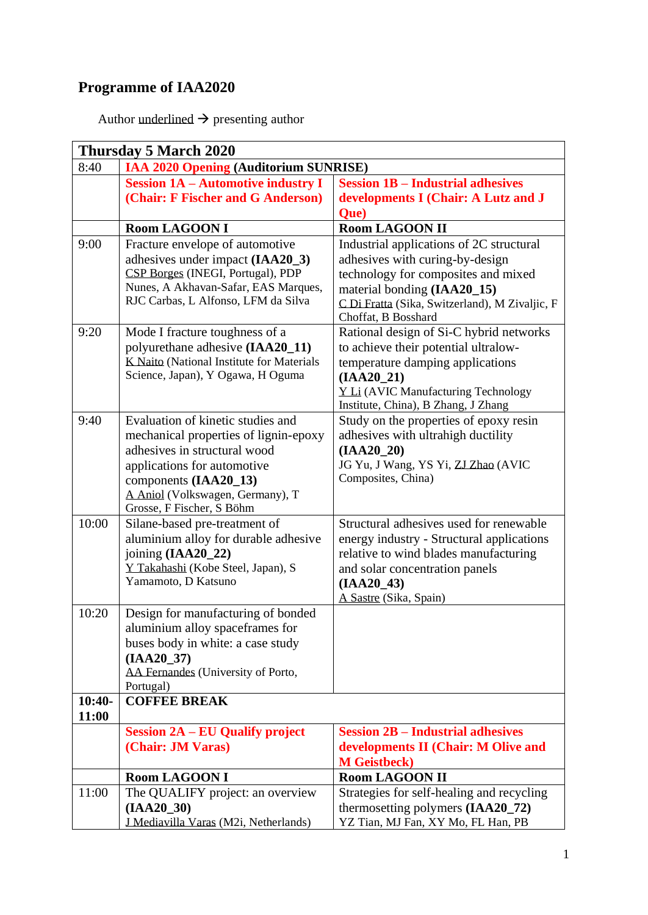# Programme of IAA2020

Author underlined → presenting author

| Thursday 5 March 2020 | | |
|---|---|---|
| 8:40 | **IAA 2020 Opening (Auditorium SUNRISE)** | |
| | **Session 1A – Automotive industry I (Chair: F Fischer and G Anderson)** | **Session 1B – Industrial adhesives developments I (Chair: A Lutz and J Que)** |
| | **Room LAGOON I** | **Room LAGOON II** |
| 9:00 | Fracture envelope of automotive adhesives under impact **(IAA20_3)** CSP Borges (INEGI, Portugal), PDP Nunes, A Akhavan-Safar, EAS Marques, RJC Carbas, L Alfonso, LFM da Silva | Industrial applications of 2C structural adhesives with curing-by-design technology for composites and mixed material bonding **(IAA20_15)** C Di Fratta (Sika, Switzerland), M Zivaljic, F Choffat, B Bosshard |
| 9:20 | Mode I fracture toughness of a polyurethane adhesive **(IAA20_11)** K Naito (National Institute for Materials Science, Japan), Y Ogawa, H Oguma | Rational design of Si-C hybrid networks to achieve their potential ultralow-temperature damping applications **(IAA20_21)** Y Li (AVIC Manufacturing Technology Institute, China), B Zhang, J Zhang |
| 9:40 | Evaluation of kinetic studies and mechanical properties of lignin-epoxy adhesives in structural wood applications for automotive components **(IAA20_13)** A Aniol (Volkswagen, Germany), T Grosse, F Fischer, S Böhm | Study on the properties of epoxy resin adhesives with ultrahigh ductility **(IAA20_20)** JG Yu, J Wang, YS Yi, ZJ Zhao (AVIC Composites, China) |
| 10:00 | Silane-based pre-treatment of aluminium alloy for durable adhesive joining **(IAA20_22)** Y Takahashi (Kobe Steel, Japan), S Yamamoto, D Katsuno | Structural adhesives used for renewable energy industry - Structural applications relative to wind blades manufacturing and solar concentration panels **(IAA20_43)** A Sastre (Sika, Spain) |
| 10:20 | Design for manufacturing of bonded aluminium alloy spaceframes for buses body in white: a case study **(IAA20_37)** AA Fernandes (University of Porto, Portugal) | |
| **10:40-11:00** | **COFFEE BREAK** | |
| | **Session 2A – EU Qualify project (Chair: JM Varas)** | **Session 2B – Industrial adhesives developments II (Chair: M Olive and M Geistbeck)** |
| | **Room LAGOON I** | **Room LAGOON II** |
| 11:00 | The QUALIFY project: an overview **(IAA20_30)** J Mediavilla Varas (M2i, Netherlands) | Strategies for self-healing and recycling thermosetting polymers **(IAA20_72)** YZ Tian, MJ Fan, XY Mo, FL Han, PB |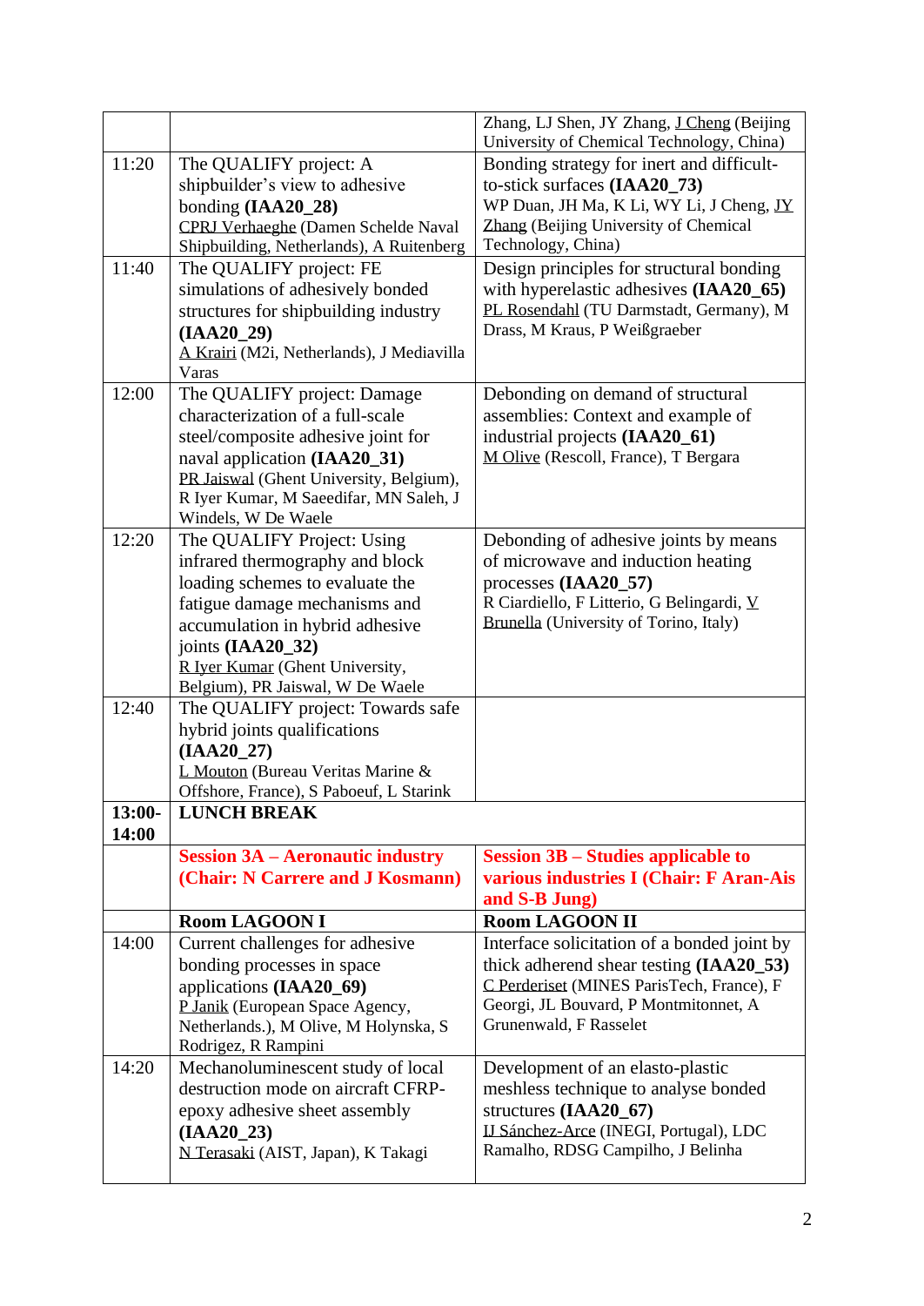| | | |
|---|---|---|
| | | Zhang, LJ Shen, JY Zhang, J Cheng (Beijing University of Chemical Technology, China) |
| 11:20 | The QUALIFY project: A shipbuilder's view to adhesive bonding **(IAA20_28)** CPRJ Verhaeghe (Damen Schelde Naval Shipbuilding, Netherlands), A Ruitenberg | Bonding strategy for inert and difficult-to-stick surfaces **(IAA20_73)** WP Duan, JH Ma, K Li, WY Li, J Cheng, JY Zhang (Beijing University of Chemical Technology, China) |
| 11:40 | The QUALIFY project: FE simulations of adhesively bonded structures for shipbuilding industry **(IAA20_29)** A Krairi (M2i, Netherlands), J Mediavilla Varas | Design principles for structural bonding with hyperelastic adhesives **(IAA20_65)** PL Rosendahl (TU Darmstadt, Germany), M Drass, M Kraus, P Weißgraeber |
| 12:00 | The QUALIFY project: Damage characterization of a full-scale steel/composite adhesive joint for naval application **(IAA20_31)** PR Jaiswal (Ghent University, Belgium), R Iyer Kumar, M Saeedifar, MN Saleh, J Windels, W De Waele | Debonding on demand of structural assemblies: Context and example of industrial projects **(IAA20_61)** M Olive (Rescoll, France), T Bergara |
| 12:20 | The QUALIFY Project: Using infrared thermography and block loading schemes to evaluate the fatigue damage mechanisms and accumulation in hybrid adhesive joints **(IAA20_32)** R Iyer Kumar (Ghent University, Belgium), PR Jaiswal, W De Waele | Debonding of adhesive joints by means of microwave and induction heating processes **(IAA20_57)** R Ciardiello, F Litterio, G Belingardi, V Brunella (University of Torino, Italy) |
| 12:40 | The QUALIFY project: Towards safe hybrid joints qualifications **(IAA20_27)** L Mouton (Bureau Veritas Marine & Offshore, France), S Paboeuf, L Starink | |
| **13:00-14:00** | **LUNCH BREAK** | |
| | **Session 3A – Aeronautic industry (Chair: N Carrere and J Kosmann)** | **Session 3B – Studies applicable to various industries I (Chair: F Aran-Ais and S-B Jung)** |
| | **Room LAGOON I** | **Room LAGOON II** |
| 14:00 | Current challenges for adhesive bonding processes in space applications **(IAA20_69)** P Janik (European Space Agency, Netherlands.), M Olive, M Holynska, S Rodrigez, R Rampini | Interface solicitation of a bonded joint by thick adherend shear testing **(IAA20_53)** C Perderiset (MINES ParisTech, France), F Georgi, JL Bouvard, P Montmitonnet, A Grunenwald, F Rasselet |
| 14:20 | Mechanoluminescent study of local destruction mode on aircraft CFRP-epoxy adhesive sheet assembly **(IAA20_23)** N Terasaki (AIST, Japan), K Takagi | Development of an elasto-plastic meshless technique to analyse bonded structures **(IAA20_67)** IJ Sánchez-Arce (INEGI, Portugal), LDC Ramalho, RDSG Campilho, J Belinha |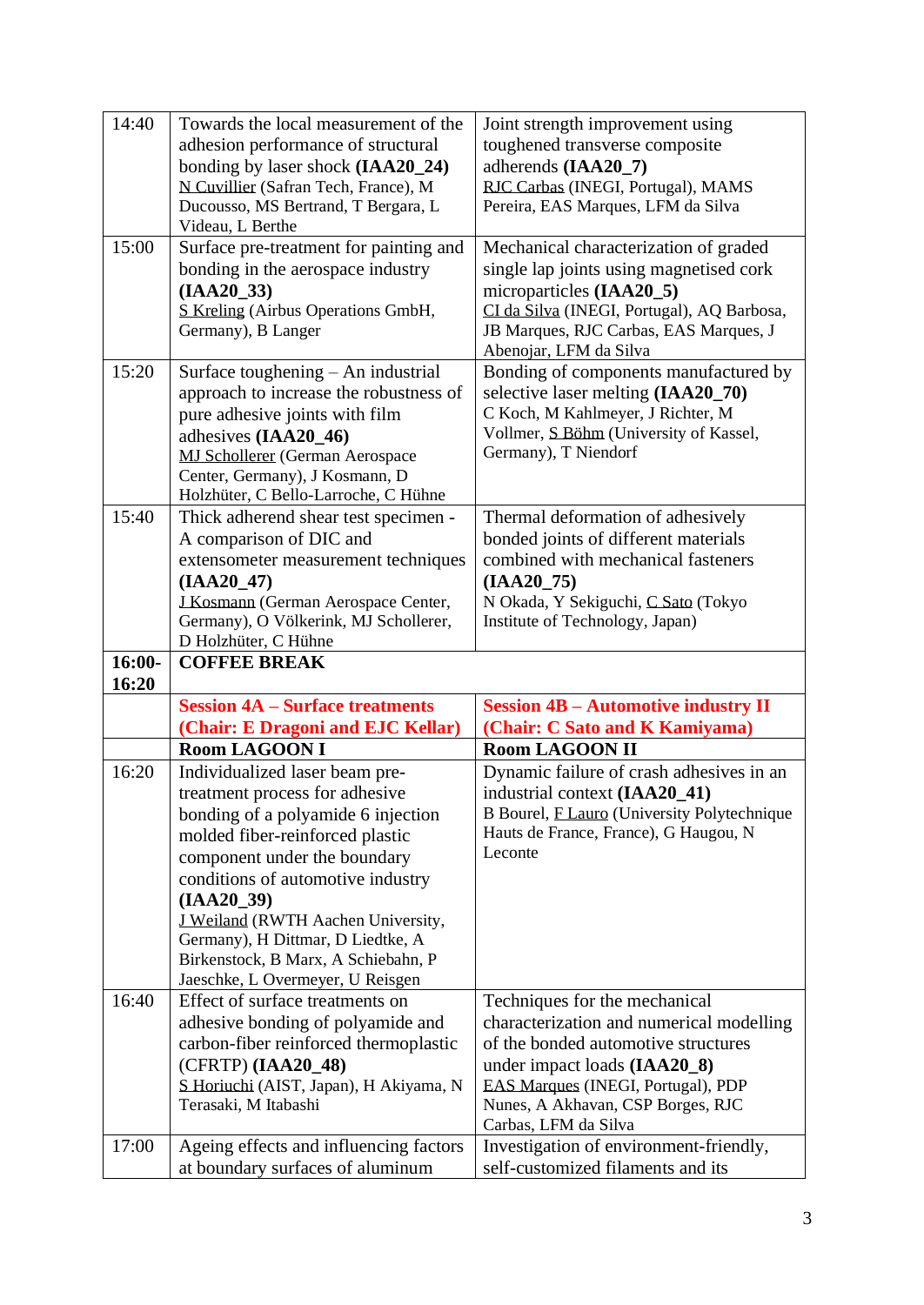| | | |
|---|---|---|
| 14:40 | Towards the local measurement of the adhesion performance of structural bonding by laser shock **(IAA20_24)** N Cuvillier (Safran Tech, France), M Ducousso, MS Bertrand, T Bergara, L Videau, L Berthe | Joint strength improvement using toughened transverse composite adherends **(IAA20_7)** RJC Carbas (INEGI, Portugal), MAMS Pereira, EAS Marques, LFM da Silva |
| 15:00 | Surface pre-treatment for painting and bonding in the aerospace industry **(IAA20_33)** S Kreling (Airbus Operations GmbH, Germany), B Langer | Mechanical characterization of graded single lap joints using magnetised cork microparticles **(IAA20_5)** CI da Silva (INEGI, Portugal), AQ Barbosa, JB Marques, RJC Carbas, EAS Marques, J Abenojar, LFM da Silva |
| 15:20 | Surface toughening – An industrial approach to increase the robustness of pure adhesive joints with film adhesives **(IAA20_46)** MJ Schollerer (German Aerospace Center, Germany), J Kosmann, D Holzhüter, C Bello-Larroche, C Hühne | Bonding of components manufactured by selective laser melting **(IAA20_70)** C Koch, M Kahlmeyer, J Richter, M Vollmer, S Böhm (University of Kassel, Germany), T Niendorf |
| 15:40 | Thick adherend shear test specimen - A comparison of DIC and extensometer measurement techniques **(IAA20_47)** J Kosmann (German Aerospace Center, Germany), O Völkerink, MJ Schollerer, D Holzhüter, C Hühne | Thermal deformation of adhesively bonded joints of different materials combined with mechanical fasteners **(IAA20_75)** N Okada, Y Sekiguchi, C Sato (Tokyo Institute of Technology, Japan) |
| **16:00-16:20** | **COFFEE BREAK** | |
| | **Session 4A – Surface treatments (Chair: E Dragoni and EJC Kellar)** | **Session 4B – Automotive industry II (Chair: C Sato and K Kamiyama)** |
| | **Room LAGOON I** | **Room LAGOON II** |
| 16:20 | Individualized laser beam pre-treatment process for adhesive bonding of a polyamide 6 injection molded fiber-reinforced plastic component under the boundary conditions of automotive industry **(IAA20_39)** J Weiland (RWTH Aachen University, Germany), H Dittmar, D Liedtke, A Birkenstock, B Marx, A Schiebahn, P Jaeschke, L Overmeyer, U Reisgen | Dynamic failure of crash adhesives in an industrial context **(IAA20_41)** B Bourel, F Lauro (University Polytechnique Hauts de France, France), G Haugou, N Leconte |
| 16:40 | Effect of surface treatments on adhesive bonding of polyamide and carbon-fiber reinforced thermoplastic (CFRTP) **(IAA20_48)** S Horiuchi (AIST, Japan), H Akiyama, N Terasaki, M Itabashi | Techniques for the mechanical characterization and numerical modelling of the bonded automotive structures under impact loads **(IAA20_8)** EAS Marques (INEGI, Portugal), PDP Nunes, A Akhavan, CSP Borges, RJC Carbas, LFM da Silva |
| 17:00 | Ageing effects and influencing factors at boundary surfaces of aluminum | Investigation of environment-friendly, self-customized filaments and its |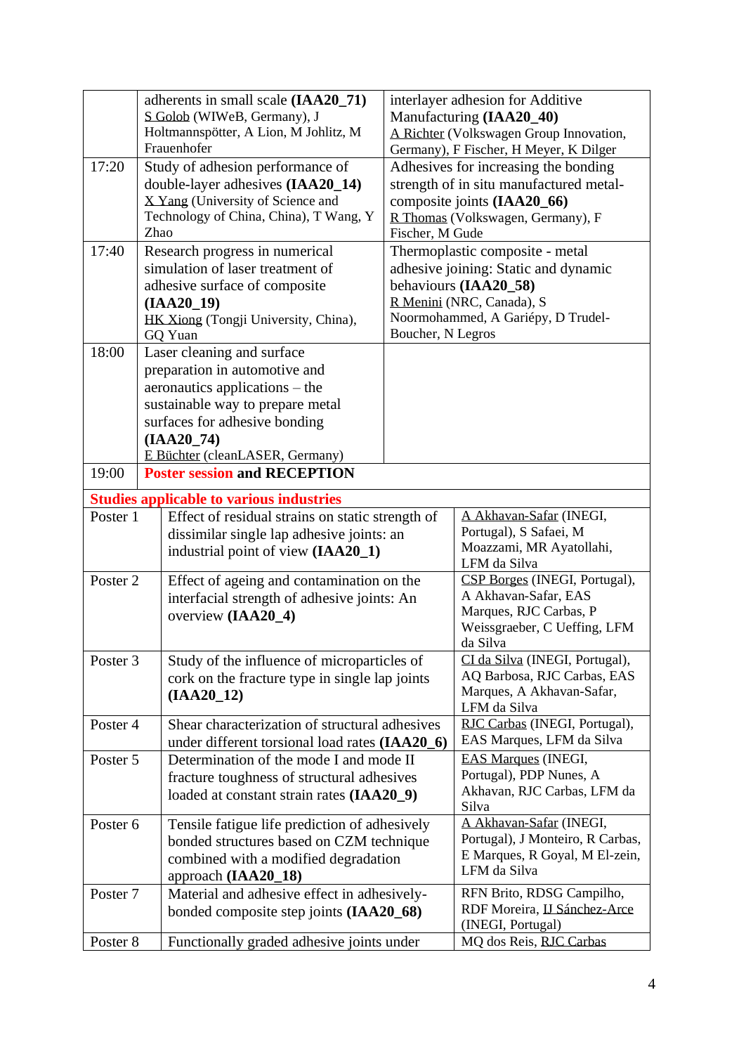| | | |
|---|---|---|
| | adherents in small scale **(IAA20_71)** S Golob (WIWeB, Germany), J Holtmannspötter, A Lion, M Johlitz, M Frauenhofer | interlayer adhesion for Additive Manufacturing **(IAA20_40)** A Richter (Volkswagen Group Innovation, Germany), F Fischer, H Meyer, K Dilger |
| 17:20 | Study of adhesion performance of double-layer adhesives **(IAA20_14)** X Yang (University of Science and Technology of China, China), T Wang, Y Zhao | Adhesives for increasing the bonding strength of in situ manufactured metal-composite joints **(IAA20_66)** R Thomas (Volkswagen, Germany), F Fischer, M Gude |
| 17:40 | Research progress in numerical simulation of laser treatment of adhesive surface of composite **(IAA20_19)** HK Xiong (Tongji University, China), GQ Yuan | Thermoplastic composite - metal adhesive joining: Static and dynamic behaviours **(IAA20_58)** R Menini (NRC, Canada), S Noormohammed, A Gariépy, D Trudel-Boucher, N Legros |
| 18:00 | Laser cleaning and surface preparation in automotive and aeronautics applications – the sustainable way to prepare metal surfaces for adhesive bonding **(IAA20_74)** E Büchter (cleanLASER, Germany) | |
| 19:00 | **Poster session and RECEPTION** | |

**Studies applicable to various industries**

| | | |
|---|---|---|
| Poster 1 | Effect of residual strains on static strength of dissimilar single lap adhesive joints: an industrial point of view **(IAA20_1)** | A Akhavan-Safar (INEGI, Portugal), S Safaei, M Moazzami, MR Ayatollahi, LFM da Silva |
| Poster 2 | Effect of ageing and contamination on the interfacial strength of adhesive joints: An overview **(IAA20_4)** | CSP Borges (INEGI, Portugal), A Akhavan-Safar, EAS Marques, RJC Carbas, P Weissgraeber, C Ueffing, LFM da Silva |
| Poster 3 | Study of the influence of microparticles of cork on the fracture type in single lap joints **(IAA20_12)** | CI da Silva (INEGI, Portugal), AQ Barbosa, RJC Carbas, EAS Marques, A Akhavan-Safar, LFM da Silva |
| Poster 4 | Shear characterization of structural adhesives under different torsional load rates **(IAA20_6)** | RJC Carbas (INEGI, Portugal), EAS Marques, LFM da Silva |
| Poster 5 | Determination of the mode I and mode II fracture toughness of structural adhesives loaded at constant strain rates **(IAA20_9)** | EAS Marques (INEGI, Portugal), PDP Nunes, A Akhavan, RJC Carbas, LFM da Silva |
| Poster 6 | Tensile fatigue life prediction of adhesively bonded structures based on CZM technique combined with a modified degradation approach **(IAA20_18)** | A Akhavan-Safar (INEGI, Portugal), J Monteiro, R Carbas, E Marques, R Goyal, M El-zein, LFM da Silva |
| Poster 7 | Material and adhesive effect in adhesively-bonded composite step joints **(IAA20_68)** | RFN Brito, RDSG Campilho, RDF Moreira, IJ Sánchez-Arce (INEGI, Portugal) |
| Poster 8 | Functionally graded adhesive joints under | MQ dos Reis, RJC Carbas |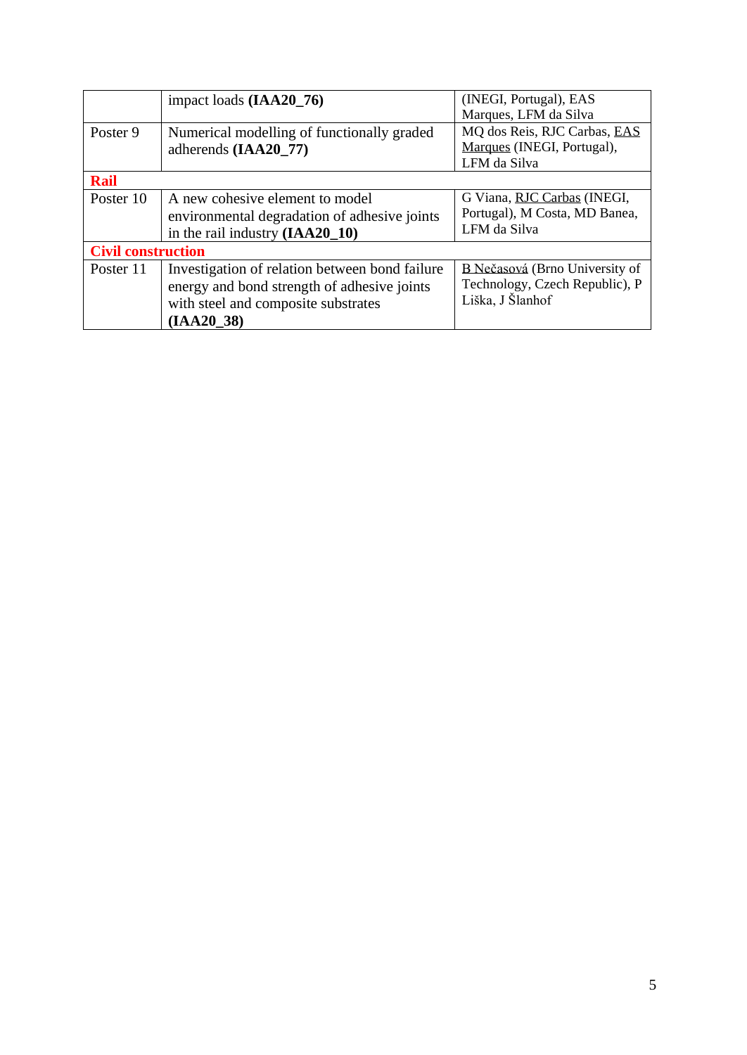| | | |
|---|---|---|
| | impact loads **(IAA20_76)** | (INEGI, Portugal), EAS Marques, LFM da Silva |
| Poster 9 | Numerical modelling of functionally graded adherends **(IAA20_77)** | MQ dos Reis, RJC Carbas, EAS Marques (INEGI, Portugal), LFM da Silva |
| **Rail** | | |
| Poster 10 | A new cohesive element to model environmental degradation of adhesive joints in the rail industry **(IAA20_10)** | G Viana, RJC Carbas (INEGI, Portugal), M Costa, MD Banea, LFM da Silva |
| **Civil construction** | | |
| Poster 11 | Investigation of relation between bond failure energy and bond strength of adhesive joints with steel and composite substrates **(IAA20_38)** | B Nečasová (Brno University of Technology, Czech Republic), P Liška, J Šlanhof |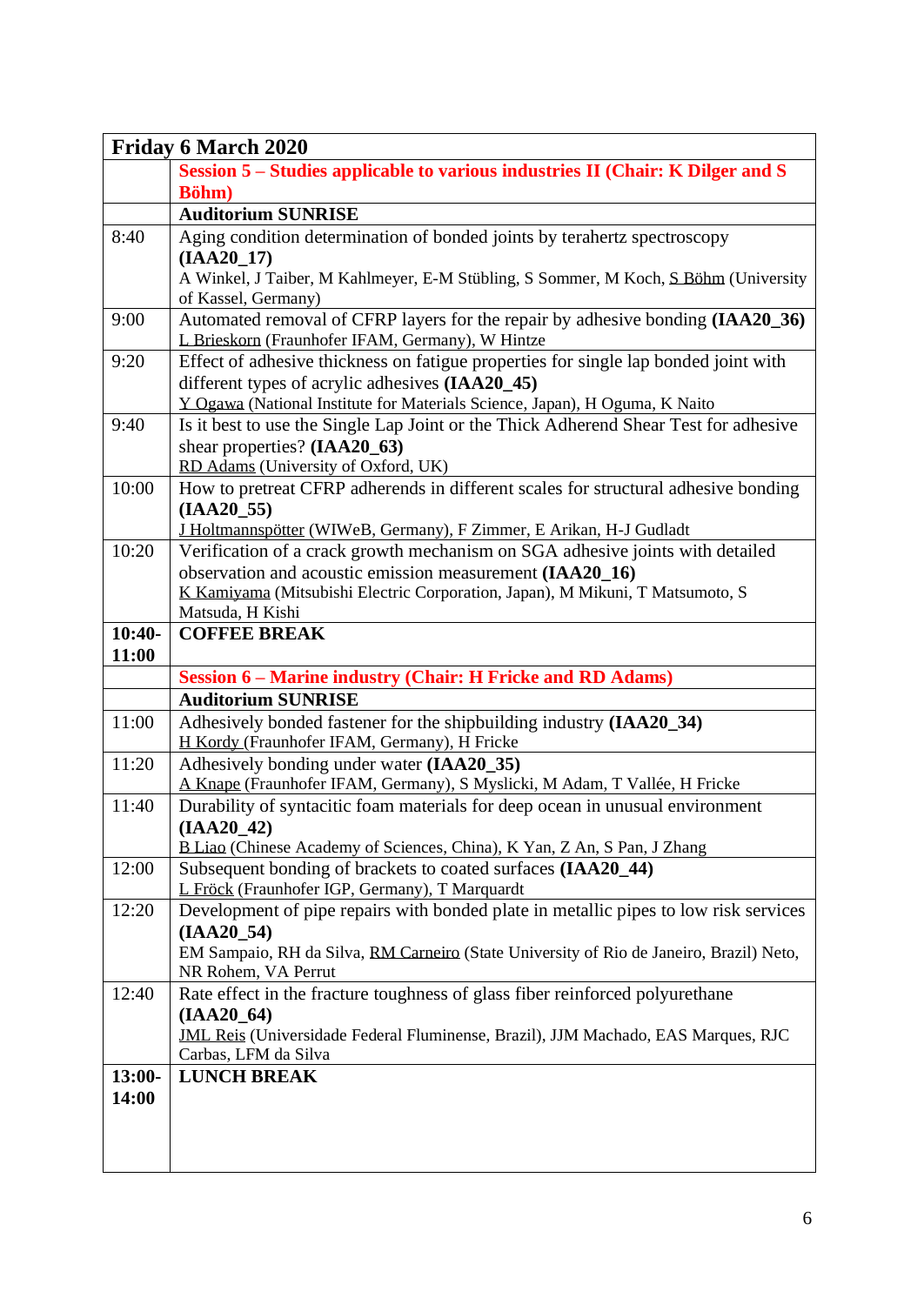| Friday 6 March 2020 | |
|---|---|
| | **Session 5 – Studies applicable to various industries II (Chair: K Dilger and S Böhm)** |
| | **Auditorium SUNRISE** |
| 8:40 | Aging condition determination of bonded joints by terahertz spectroscopy **(IAA20_17)**<br>A Winkel, J Taiber, M Kahlmeyer, E-M Stübling, S Sommer, M Koch, S Böhm (University of Kassel, Germany) |
| 9:00 | Automated removal of CFRP layers for the repair by adhesive bonding **(IAA20_36)**<br>L Brieskorn (Fraunhofer IFAM, Germany), W Hintze |
| 9:20 | Effect of adhesive thickness on fatigue properties for single lap bonded joint with different types of acrylic adhesives **(IAA20_45)**<br>Y Ogawa (National Institute for Materials Science, Japan), H Oguma, K Naito |
| 9:40 | Is it best to use the Single Lap Joint or the Thick Adherend Shear Test for adhesive shear properties? **(IAA20_63)**<br>RD Adams (University of Oxford, UK) |
| 10:00 | How to pretreat CFRP adherends in different scales for structural adhesive bonding **(IAA20_55)**<br>J Holtmannspötter (WIWeB, Germany), F Zimmer, E Arikan, H-J Gudladt |
| 10:20 | Verification of a crack growth mechanism on SGA adhesive joints with detailed observation and acoustic emission measurement **(IAA20_16)**<br>K Kamiyama (Mitsubishi Electric Corporation, Japan), M Mikuni, T Matsumoto, S Matsuda, H Kishi |
| **10:40-11:00** | **COFFEE BREAK** |
| | **Session 6 – Marine industry (Chair: H Fricke and RD Adams)** |
| | **Auditorium SUNRISE** |
| 11:00 | Adhesively bonded fastener for the shipbuilding industry **(IAA20_34)**<br>H Kordy (Fraunhofer IFAM, Germany), H Fricke |
| 11:20 | Adhesively bonding under water **(IAA20_35)**<br>A Knape (Fraunhofer IFAM, Germany), S Myslicki, M Adam, T Vallée, H Fricke |
| 11:40 | Durability of syntacitic foam materials for deep ocean in unusual environment **(IAA20_42)**<br>B Liao (Chinese Academy of Sciences, China), K Yan, Z An, S Pan, J Zhang |
| 12:00 | Subsequent bonding of brackets to coated surfaces **(IAA20_44)**<br>L Fröck (Fraunhofer IGP, Germany), T Marquardt |
| 12:20 | Development of pipe repairs with bonded plate in metallic pipes to low risk services **(IAA20_54)**<br>EM Sampaio, RH da Silva, RM Carneiro (State University of Rio de Janeiro, Brazil) Neto, NR Rohem, VA Perrut |
| 12:40 | Rate effect in the fracture toughness of glass fiber reinforced polyurethane **(IAA20_64)**<br>JML Reis (Universidade Federal Fluminense, Brazil), JJM Machado, EAS Marques, RJC Carbas, LFM da Silva |
| **13:00-14:00** | **LUNCH BREAK** |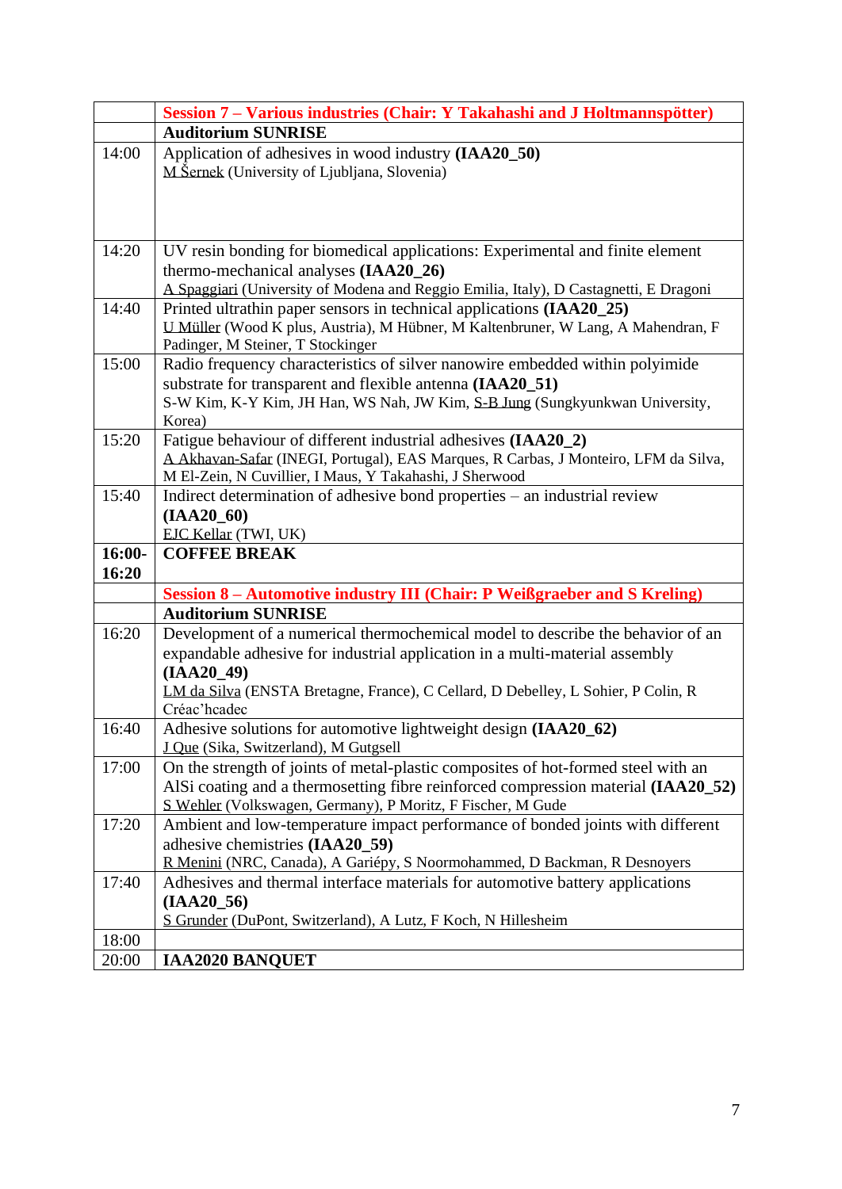| | |
|---|---|
| | **Session 7 – Various industries (Chair: Y Takahashi and J Holtmannspötter)** |
| | **Auditorium SUNRISE** |
| 14:00 | Application of adhesives in wood industry **(IAA20_50)**<br>M Šernek (University of Ljubljana, Slovenia) |
| 14:20 | UV resin bonding for biomedical applications: Experimental and finite element thermo-mechanical analyses **(IAA20_26)**<br>A Spaggiari (University of Modena and Reggio Emilia, Italy), D Castagnetti, E Dragoni |
| 14:40 | Printed ultrathin paper sensors in technical applications **(IAA20_25)**<br>U Müller (Wood K plus, Austria), M Hübner, M Kaltenbruner, W Lang, A Mahendran, F Padinger, M Steiner, T Stockinger |
| 15:00 | Radio frequency characteristics of silver nanowire embedded within polyimide substrate for transparent and flexible antenna **(IAA20_51)**<br>S-W Kim, K-Y Kim, JH Han, WS Nah, JW Kim, S-B Jung (Sungkyunkwan University, Korea) |
| 15:20 | Fatigue behaviour of different industrial adhesives **(IAA20_2)**<br>A Akhavan-Safar (INEGI, Portugal), EAS Marques, R Carbas, J Monteiro, LFM da Silva, M El-Zein, N Cuvillier, I Maus, Y Takahashi, J Sherwood |
| 15:40 | Indirect determination of adhesive bond properties – an industrial review **(IAA20_60)**<br>EJC Kellar (TWI, UK) |
| **16:00-16:20** | **COFFEE BREAK** |
| | **Session 8 – Automotive industry III (Chair: P Weißgraeber and S Kreling)** |
| | **Auditorium SUNRISE** |
| 16:20 | Development of a numerical thermochemical model to describe the behavior of an expandable adhesive for industrial application in a multi-material assembly **(IAA20_49)**<br>LM da Silva (ENSTA Bretagne, France), C Cellard, D Debelley, L Sohier, P Colin, R Créac'hcadec |
| 16:40 | Adhesive solutions for automotive lightweight design **(IAA20_62)**<br>J Que (Sika, Switzerland), M Gutgsell |
| 17:00 | On the strength of joints of metal-plastic composites of hot-formed steel with an AlSi coating and a thermosetting fibre reinforced compression material **(IAA20_52)**<br>S Wehler (Volkswagen, Germany), P Moritz, F Fischer, M Gude |
| 17:20 | Ambient and low-temperature impact performance of bonded joints with different adhesive chemistries **(IAA20_59)**<br>R Menini (NRC, Canada), A Gariépy, S Noormohammed, D Backman, R Desnoyers |
| 17:40 | Adhesives and thermal interface materials for automotive battery applications **(IAA20_56)**<br>S Grunder (DuPont, Switzerland), A Lutz, F Koch, N Hillesheim |
| 18:00 | |
| 20:00 | **IAA2020 BANQUET** |